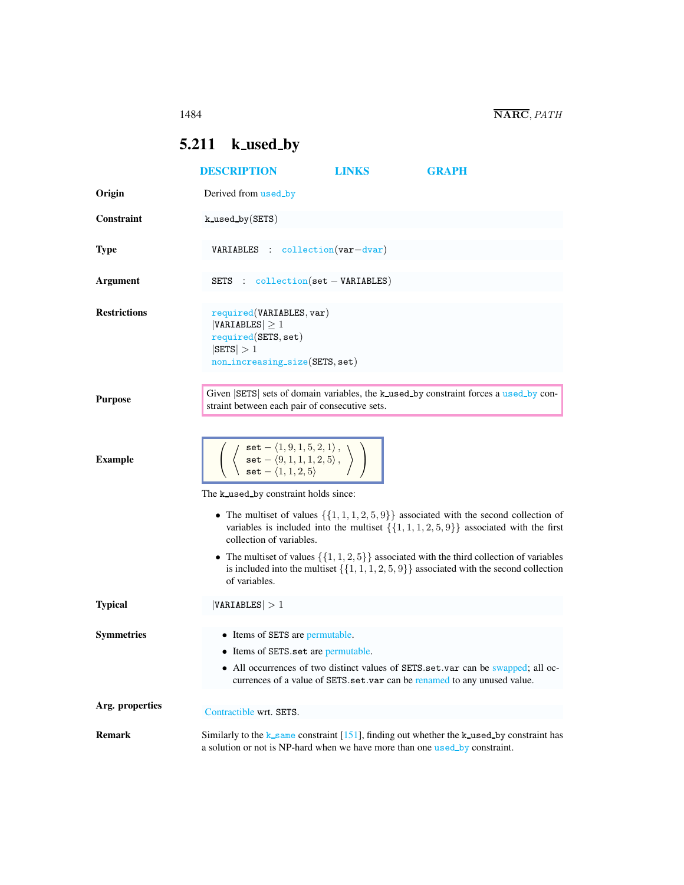## 5.211 k_used_by

DESCRIPTION LINKS GRAPH

**Origin**

Derived from used_by

**Constraint**

k_used_by(SETS)

**Type**

VARIABLES : collection(var−dvar)

**Argument**

SETS : collection(set − VARIABLES)

**Restrictions**

required(VARIABLES, var)
|VARIABLES| ≥ 1
required(SETS, set)
|SETS| > 1
non_increasing_size(SETS, set)

**Purpose**

Given |SETS| sets of domain variables, the k_used_by constraint forces a used_by constraint between each pair of consecutive sets.

**Example**

$$\left(\left\langle\begin{array}{l}\texttt{set} - \langle 1, 9, 1, 5, 2, 1\rangle,\\ \texttt{set} - \langle 9, 1, 1, 1, 2, 5\rangle,\\ \texttt{set} - \langle 1, 1, 2, 5\rangle\end{array}\right\rangle\right)$$

The k_used_by constraint holds since:

- The multiset of values $\{\{1, 1, 1, 2, 5, 9\}\}$ associated with the second collection of variables is included into the multiset $\{\{1, 1, 1, 2, 5, 9\}\}$ associated with the first collection of variables.
- The multiset of values $\{\{1, 1, 2, 5\}\}$ associated with the third collection of variables is included into the multiset $\{\{1, 1, 1, 2, 5, 9\}\}$ associated with the second collection of variables.

**Typical**

|VARIABLES| > 1

**Symmetries**

- Items of SETS are permutable.
- Items of SETS.set are permutable.
- All occurrences of two distinct values of SETS.set.var can be swapped; all occurrences of a value of SETS.set.var can be renamed to any unused value.

**Arg. properties**

Contractible wrt. SETS.

**Remark**

Similarly to the k_same constraint [151], finding out whether the k_used_by constraint has a solution or not is NP-hard when we have more than one used_by constraint.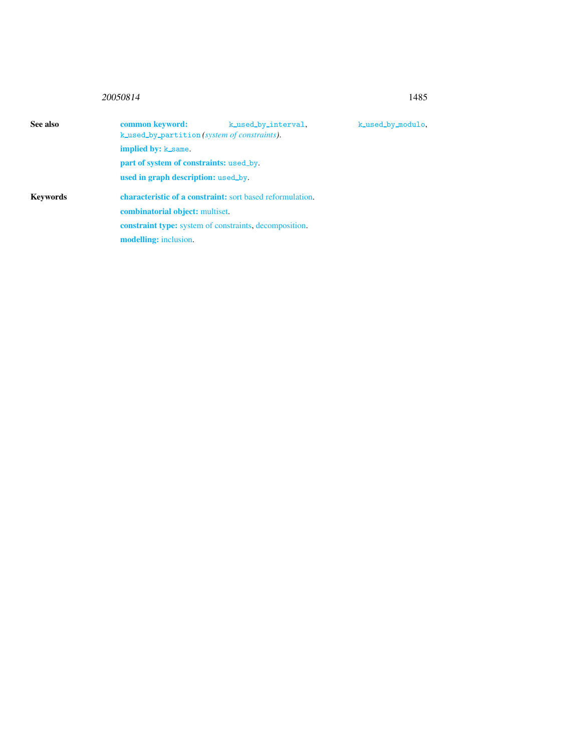**See also**

**common keyword:** k_used_by_interval, k_used_by_modulo, k_used_by_partition *(system of constraints)*.

**implied by:** k_same.

**part of system of constraints:** used_by.

**used in graph description:** used_by.

**Keywords**

**characteristic of a constraint:** sort based reformulation.

**combinatorial object:** multiset.

**constraint type:** system of constraints, decomposition.

**modelling:** inclusion.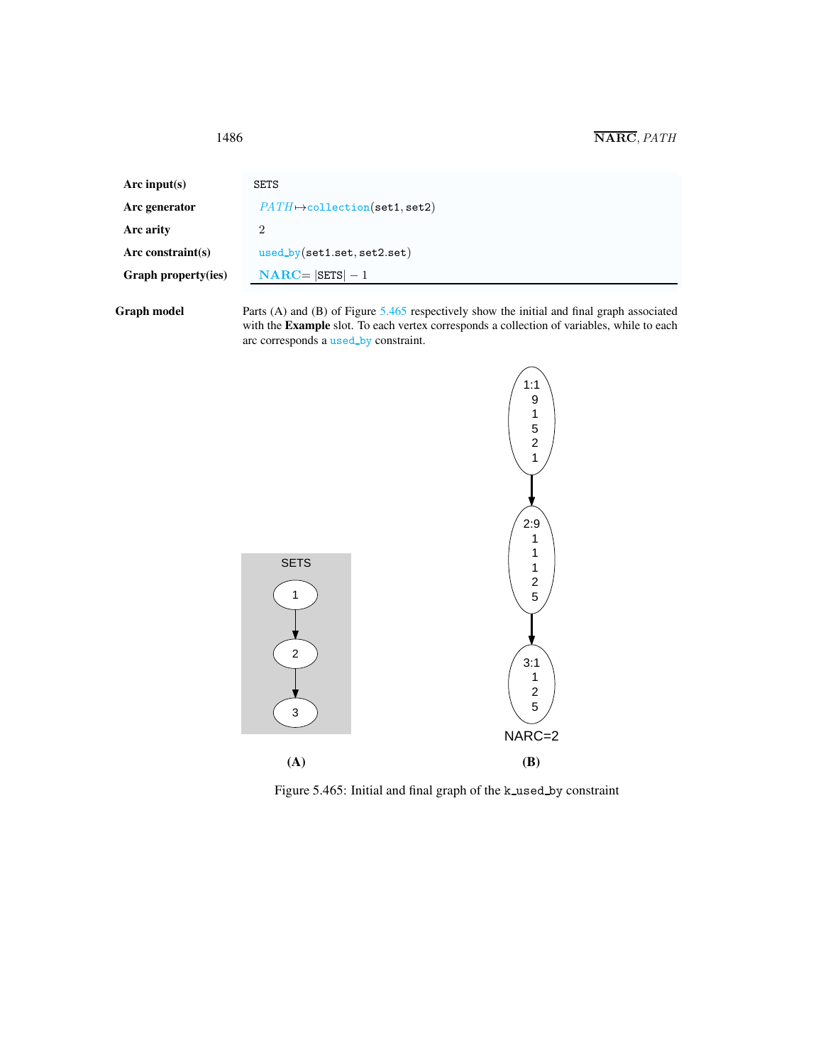| | |
|---|---|
| **Arc input(s)** | SETS |
| **Arc generator** | *PATH* ↦ collection(set1, set2) |
| **Arc arity** | 2 |
| **Arc constraint(s)** | used_by(set1.set, set2.set) |
| **Graph property(ies)** | **NARC** = \|SETS\| − 1 |

**Graph model** Parts (A) and (B) of Figure 5.465 respectively show the initial and final graph associated with the **Example** slot. To each vertex corresponds a collection of variables, while to each arc corresponds a used_by constraint.

Figure 5.465: Initial and final graph of the k_used_by constraint